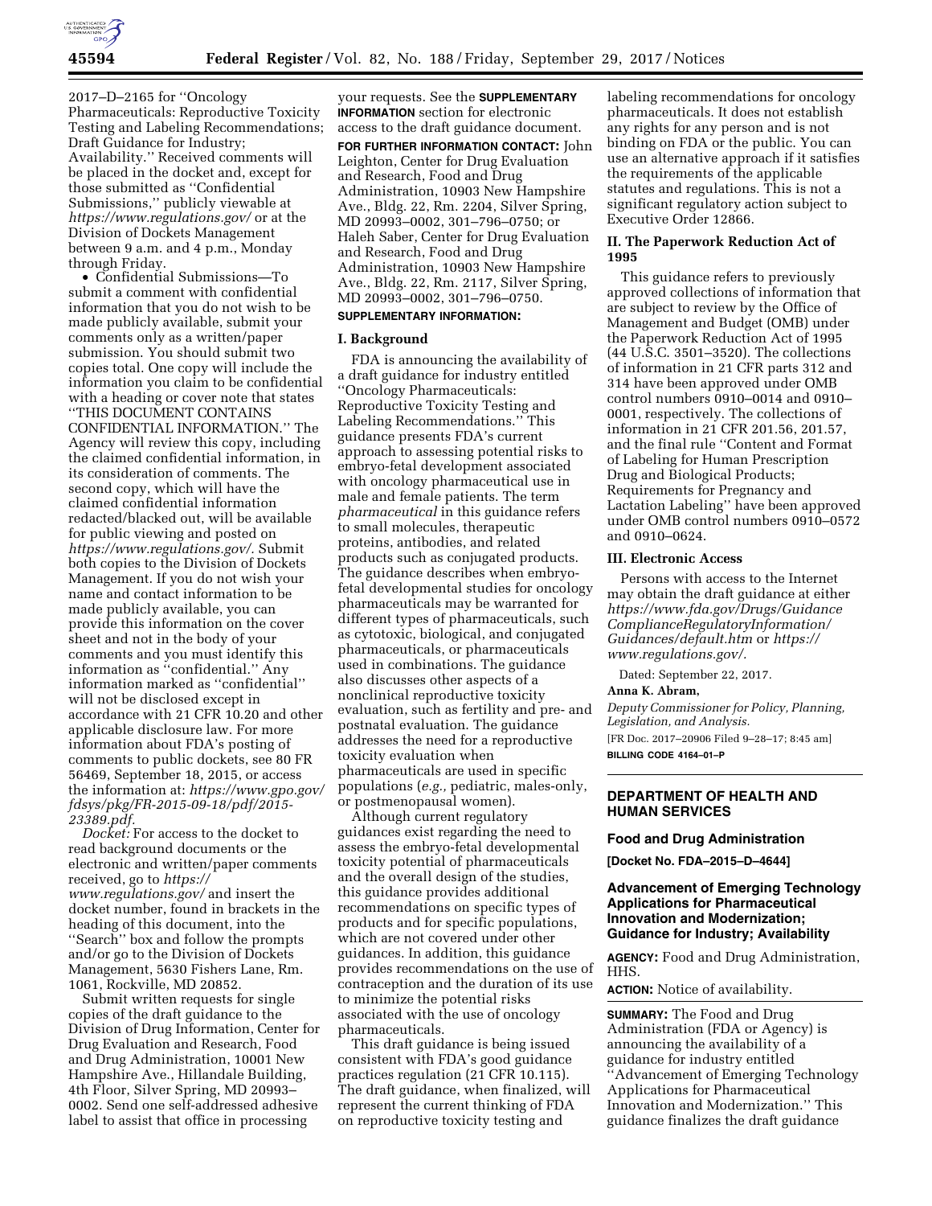2017–D–2165 for ''Oncology Pharmaceuticals: Reproductive Toxicity Testing and Labeling Recommendations; Draft Guidance for Industry; Availability.'' Received comments will be placed in the docket and, except for those submitted as ''Confidential Submissions,'' publicly viewable at *https://www.regulations.gov/* or at the Division of Dockets Management between 9 a.m. and 4 p.m., Monday through Friday.

- Confidential Submissions—To submit a comment with confidential information that you do not wish to be made publicly available, submit your comments only as a written/paper submission. You should submit two copies total. One copy will include the information you claim to be confidential with a heading or cover note that states ''THIS DOCUMENT CONTAINS CONFIDENTIAL INFORMATION.'' The Agency will review this copy, including the claimed confidential information, in its consideration of comments. The second copy, which will have the claimed confidential information redacted/blacked out, will be available for public viewing and posted on *https://www.regulations.gov/*. Submit both copies to the Division of Dockets Management. If you do not wish your name and contact information to be made publicly available, you can provide this information on the cover sheet and not in the body of your comments and you must identify this information as ''confidential.'' Any information marked as ''confidential'' will not be disclosed except in accordance with 21 CFR 10.20 and other applicable disclosure law. For more information about FDA's posting of comments to public dockets, see 80 FR 56469, September 18, 2015, or access the information at: *https://www.gpo.gov/fdsys/pkg/FR-2015-09-18/pdf/2015-23389.pdf*.

*Docket:* For access to the docket to read background documents or the electronic and written/paper comments received, go to *https://www.regulations.gov/* and insert the docket number, found in brackets in the heading of this document, into the ''Search'' box and follow the prompts and/or go to the Division of Dockets Management, 5630 Fishers Lane, Rm. 1061, Rockville, MD 20852.

Submit written requests for single copies of the draft guidance to the Division of Drug Information, Center for Drug Evaluation and Research, Food and Drug Administration, 10001 New Hampshire Ave., Hillandale Building, 4th Floor, Silver Spring, MD 20993–0002. Send one self-addressed adhesive label to assist that office in processing your requests. See the **SUPPLEMENTARY INFORMATION** section for electronic access to the draft guidance document.

**FOR FURTHER INFORMATION CONTACT:** John Leighton, Center for Drug Evaluation and Research, Food and Drug Administration, 10903 New Hampshire Ave., Bldg. 22, Rm. 2204, Silver Spring, MD 20993–0002, 301–796–0750; or Haleh Saber, Center for Drug Evaluation and Research, Food and Drug Administration, 10903 New Hampshire Ave., Bldg. 22, Rm. 2117, Silver Spring, MD 20993–0002, 301–796–0750.

**SUPPLEMENTARY INFORMATION:**

## I. Background

FDA is announcing the availability of a draft guidance for industry entitled ''Oncology Pharmaceuticals: Reproductive Toxicity Testing and Labeling Recommendations.'' This guidance presents FDA's current approach to assessing potential risks to embryo-fetal development associated with oncology pharmaceutical use in male and female patients. The term *pharmaceutical* in this guidance refers to small molecules, therapeutic proteins, antibodies, and related products such as conjugated products. The guidance describes when embryo-fetal developmental studies for oncology pharmaceuticals may be warranted for different types of pharmaceuticals, such as cytotoxic, biological, and conjugated pharmaceuticals, or pharmaceuticals used in combinations. The guidance also discusses other aspects of a nonclinical reproductive toxicity evaluation, such as fertility and pre- and postnatal evaluation. The guidance addresses the need for a reproductive toxicity evaluation when pharmaceuticals are used in specific populations (*e.g.,* pediatric, males-only, or postmenopausal women).

Although current regulatory guidances exist regarding the need to assess the embryo-fetal developmental toxicity potential of pharmaceuticals and the overall design of the studies, this guidance provides additional recommendations on specific types of products and for specific populations, which are not covered under other guidances. In addition, this guidance provides recommendations on the use of contraception and the duration of its use to minimize the potential risks associated with the use of oncology pharmaceuticals.

This draft guidance is being issued consistent with FDA's good guidance practices regulation (21 CFR 10.115). The draft guidance, when finalized, will represent the current thinking of FDA on reproductive toxicity testing and labeling recommendations for oncology pharmaceuticals. It does not establish any rights for any person and is not binding on FDA or the public. You can use an alternative approach if it satisfies the requirements of the applicable statutes and regulations. This is not a significant regulatory action subject to Executive Order 12866.

## II. The Paperwork Reduction Act of 1995

This guidance refers to previously approved collections of information that are subject to review by the Office of Management and Budget (OMB) under the Paperwork Reduction Act of 1995 (44 U.S.C. 3501–3520). The collections of information in 21 CFR parts 312 and 314 have been approved under OMB control numbers 0910–0014 and 0910–0001, respectively. The collections of information in 21 CFR 201.56, 201.57, and the final rule ''Content and Format of Labeling for Human Prescription Drug and Biological Products; Requirements for Pregnancy and Lactation Labeling'' have been approved under OMB control numbers 0910–0572 and 0910–0624.

## III. Electronic Access

Persons with access to the Internet may obtain the draft guidance at either *https://www.fda.gov/Drugs/GuidanceComplianceRegulatoryInformation/Guidances/default.htm* or *https://www.regulations.gov/*.

Dated: September 22, 2017.

**Anna K. Abram,**

*Deputy Commissioner for Policy, Planning, Legislation, and Analysis.*

[FR Doc. 2017–20906 Filed 9–28–17; 8:45 am]

**BILLING CODE 4164–01–P**

---

# DEPARTMENT OF HEALTH AND HUMAN SERVICES

## Food and Drug Administration

**[Docket No. FDA–2015–D–4644]**

## Advancement of Emerging Technology Applications for Pharmaceutical Innovation and Modernization; Guidance for Industry; Availability

**AGENCY:** Food and Drug Administration, HHS.

**ACTION:** Notice of availability.

**SUMMARY:** The Food and Drug Administration (FDA or Agency) is announcing the availability of a guidance for industry entitled ''Advancement of Emerging Technology Applications for Pharmaceutical Innovation and Modernization.'' This guidance finalizes the draft guidance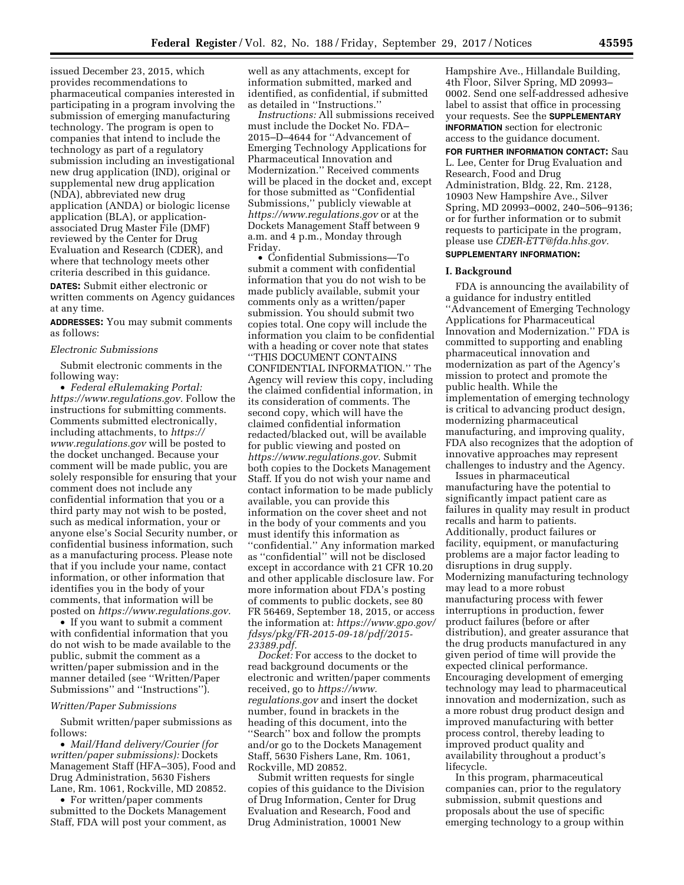issued December 23, 2015, which provides recommendations to pharmaceutical companies interested in participating in a program involving the submission of emerging manufacturing technology. The program is open to companies that intend to include the technology as part of a regulatory submission including an investigational new drug application (IND), original or supplemental new drug application (NDA), abbreviated new drug application (ANDA) or biologic license application (BLA), or application-associated Drug Master File (DMF) reviewed by the Center for Drug Evaluation and Research (CDER), and where that technology meets other criteria described in this guidance.

**DATES:** Submit either electronic or written comments on Agency guidances at any time.

**ADDRESSES:** You may submit comments as follows:

*Electronic Submissions*

Submit electronic comments in the following way:

- *Federal eRulemaking Portal: https://www.regulations.gov.* Follow the instructions for submitting comments. Comments submitted electronically, including attachments, to *https://www.regulations.gov* will be posted to the docket unchanged. Because your comment will be made public, you are solely responsible for ensuring that your comment does not include any confidential information that you or a third party may not wish to be posted, such as medical information, your or anyone else's Social Security number, or confidential business information, such as a manufacturing process. Please note that if you include your name, contact information, or other information that identifies you in the body of your comments, that information will be posted on *https://www.regulations.gov.*
- If you want to submit a comment with confidential information that you do not wish to be made available to the public, submit the comment as a written/paper submission and in the manner detailed (see ''Written/Paper Submissions'' and ''Instructions'').

*Written/Paper Submissions*

Submit written/paper submissions as follows:

- *Mail/Hand delivery/Courier (for written/paper submissions):* Dockets Management Staff (HFA–305), Food and Drug Administration, 5630 Fishers Lane, Rm. 1061, Rockville, MD 20852.
- For written/paper comments submitted to the Dockets Management Staff, FDA will post your comment, as well as any attachments, except for information submitted, marked and identified, as confidential, if submitted as detailed in ''Instructions.''

*Instructions:* All submissions received must include the Docket No. FDA–2015–D–4644 for ''Advancement of Emerging Technology Applications for Pharmaceutical Innovation and Modernization.'' Received comments will be placed in the docket and, except for those submitted as ''Confidential Submissions,'' publicly viewable at *https://www.regulations.gov* or at the Dockets Management Staff between 9 a.m. and 4 p.m., Monday through Friday.

- Confidential Submissions—To submit a comment with confidential information that you do not wish to be made publicly available, submit your comments only as a written/paper submission. You should submit two copies total. One copy will include the information you claim to be confidential with a heading or cover note that states ''THIS DOCUMENT CONTAINS CONFIDENTIAL INFORMATION.'' The Agency will review this copy, including the claimed confidential information, in its consideration of comments. The second copy, which will have the claimed confidential information redacted/blacked out, will be available for public viewing and posted on *https://www.regulations.gov.* Submit both copies to the Dockets Management Staff. If you do not wish your name and contact information to be made publicly available, you can provide this information on the cover sheet and not in the body of your comments and you must identify this information as ''confidential.'' Any information marked as ''confidential'' will not be disclosed except in accordance with 21 CFR 10.20 and other applicable disclosure law. For more information about FDA's posting of comments to public dockets, see 80 FR 56469, September 18, 2015, or access the information at: *https://www.gpo.gov/fdsys/pkg/FR-2015-09-18/pdf/2015-23389.pdf.*

*Docket:* For access to the docket to read background documents or the electronic and written/paper comments received, go to *https://www.regulations.gov* and insert the docket number, found in brackets in the heading of this document, into the ''Search'' box and follow the prompts and/or go to the Dockets Management Staff, 5630 Fishers Lane, Rm. 1061, Rockville, MD 20852.

Submit written requests for single copies of this guidance to the Division of Drug Information, Center for Drug Evaluation and Research, Food and Drug Administration, 10001 New Hampshire Ave., Hillandale Building, 4th Floor, Silver Spring, MD 20993–0002. Send one self-addressed adhesive label to assist that office in processing your requests. See the **SUPPLEMENTARY INFORMATION** section for electronic access to the guidance document.

**FOR FURTHER INFORMATION CONTACT:** Sau L. Lee, Center for Drug Evaluation and Research, Food and Drug Administration, Bldg. 22, Rm. 2128, 10903 New Hampshire Ave., Silver Spring, MD 20993–0002, 240–506–9136; or for further information or to submit requests to participate in the program, please use *CDER-ETT@fda.hhs.gov.*

**SUPPLEMENTARY INFORMATION:**

## I. Background

FDA is announcing the availability of a guidance for industry entitled ''Advancement of Emerging Technology Applications for Pharmaceutical Innovation and Modernization.'' FDA is committed to supporting and enabling pharmaceutical innovation and modernization as part of the Agency's mission to protect and promote the public health. While the implementation of emerging technology is critical to advancing product design, modernizing pharmaceutical manufacturing, and improving quality, FDA also recognizes that the adoption of innovative approaches may represent challenges to industry and the Agency.

Issues in pharmaceutical manufacturing have the potential to significantly impact patient care as failures in quality may result in product recalls and harm to patients. Additionally, product failures or facility, equipment, or manufacturing problems are a major factor leading to disruptions in drug supply. Modernizing manufacturing technology may lead to a more robust manufacturing process with fewer interruptions in production, fewer product failures (before or after distribution), and greater assurance that the drug products manufactured in any given period of time will provide the expected clinical performance. Encouraging development of emerging technology may lead to pharmaceutical innovation and modernization, such as a more robust drug product design and improved manufacturing with better process control, thereby leading to improved product quality and availability throughout a product's lifecycle.

In this program, pharmaceutical companies can, prior to the regulatory submission, submit questions and proposals about the use of specific emerging technology to a group within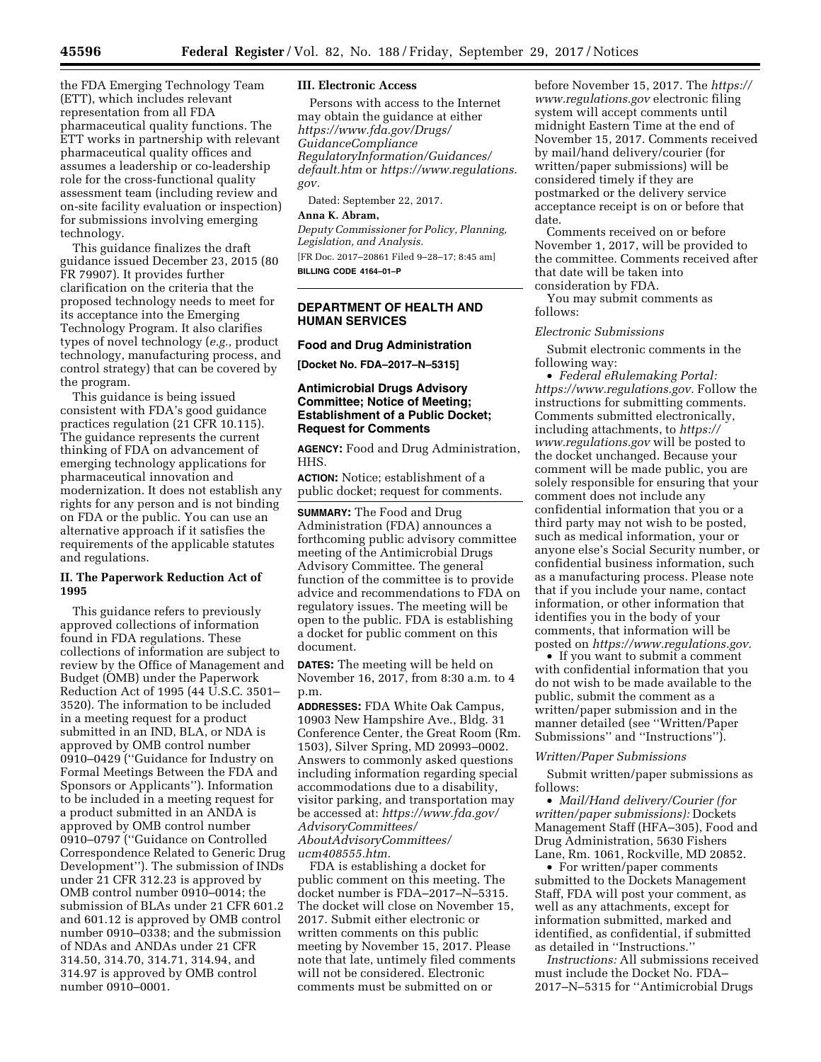the FDA Emerging Technology Team (ETT), which includes relevant representation from all FDA pharmaceutical quality functions. The ETT works in partnership with relevant pharmaceutical quality offices and assumes a leadership or co-leadership role for the cross-functional quality assessment team (including review and on-site facility evaluation or inspection) for submissions involving emerging technology.

This guidance finalizes the draft guidance issued December 23, 2015 (80 FR 79907). It provides further clarification on the criteria that the proposed technology needs to meet for its acceptance into the Emerging Technology Program. It also clarifies types of novel technology (*e.g.,* product technology, manufacturing process, and control strategy) that can be covered by the program.

This guidance is being issued consistent with FDA's good guidance practices regulation (21 CFR 10.115). The guidance represents the current thinking of FDA on advancement of emerging technology applications for pharmaceutical innovation and modernization. It does not establish any rights for any person and is not binding on FDA or the public. You can use an alternative approach if it satisfies the requirements of the applicable statutes and regulations.

## II. The Paperwork Reduction Act of 1995

This guidance refers to previously approved collections of information found in FDA regulations. These collections of information are subject to review by the Office of Management and Budget (OMB) under the Paperwork Reduction Act of 1995 (44 U.S.C. 3501–3520). The information to be included in a meeting request for a product submitted in an IND, BLA, or NDA is approved by OMB control number 0910–0429 (''Guidance for Industry on Formal Meetings Between the FDA and Sponsors or Applicants''). Information to be included in a meeting request for a product submitted in an ANDA is approved by OMB control number 0910–0797 (''Guidance on Controlled Correspondence Related to Generic Drug Development''). The submission of INDs under 21 CFR 312.23 is approved by OMB control number 0910–0014; the submission of BLAs under 21 CFR 601.2 and 601.12 is approved by OMB control number 0910–0338; and the submission of NDAs and ANDAs under 21 CFR 314.50, 314.70, 314.71, 314.94, and 314.97 is approved by OMB control number 0910–0001.

## III. Electronic Access

Persons with access to the Internet may obtain the guidance at either *https://www.fda.gov/Drugs/GuidanceComplianceRegulatoryInformation/Guidances/default.htm* or *https://www.regulations.gov.*

Dated: September 22, 2017.

**Anna K. Abram,**

*Deputy Commissioner for Policy, Planning, Legislation, and Analysis.*

[FR Doc. 2017–20861 Filed 9–28–17; 8:45 am]

**BILLING CODE 4164–01–P**

---

**DEPARTMENT OF HEALTH AND HUMAN SERVICES**

**Food and Drug Administration**

**[Docket No. FDA–2017–N–5315]**

## Antimicrobial Drugs Advisory Committee; Notice of Meeting; Establishment of a Public Docket; Request for Comments

**AGENCY:** Food and Drug Administration, HHS.

**ACTION:** Notice; establishment of a public docket; request for comments.

**SUMMARY:** The Food and Drug Administration (FDA) announces a forthcoming public advisory committee meeting of the Antimicrobial Drugs Advisory Committee. The general function of the committee is to provide advice and recommendations to FDA on regulatory issues. The meeting will be open to the public. FDA is establishing a docket for public comment on this document.

**DATES:** The meeting will be held on November 16, 2017, from 8:30 a.m. to 4 p.m.

**ADDRESSES:** FDA White Oak Campus, 10903 New Hampshire Ave., Bldg. 31 Conference Center, the Great Room (Rm. 1503), Silver Spring, MD 20993–0002. Answers to commonly asked questions including information regarding special accommodations due to a disability, visitor parking, and transportation may be accessed at: *https://www.fda.gov/AdvisoryCommittees/AboutAdvisoryCommittees/ucm408555.htm.*

FDA is establishing a docket for public comment on this meeting. The docket number is FDA–2017–N–5315. The docket will close on November 15, 2017. Submit either electronic or written comments on this public meeting by November 15, 2017. Please note that late, untimely filed comments will not be considered. Electronic comments must be submitted on or before November 15, 2017. The *https://www.regulations.gov* electronic filing system will accept comments until midnight Eastern Time at the end of November 15, 2017. Comments received by mail/hand delivery/courier (for written/paper submissions) will be considered timely if they are postmarked or the delivery service acceptance receipt is on or before that date.

Comments received on or before November 1, 2017, will be provided to the committee. Comments received after that date will be taken into consideration by FDA.

You may submit comments as follows:

*Electronic Submissions*

Submit electronic comments in the following way:

- *Federal eRulemaking Portal: https://www.regulations.gov.* Follow the instructions for submitting comments. Comments submitted electronically, including attachments, to *https://www.regulations.gov* will be posted to the docket unchanged. Because your comment will be made public, you are solely responsible for ensuring that your comment does not include any confidential information that you or a third party may not wish to be posted, such as medical information, your or anyone else's Social Security number, or confidential business information, such as a manufacturing process. Please note that if you include your name, contact information, or other information that identifies you in the body of your comments, that information will be posted on *https://www.regulations.gov.*
- If you want to submit a comment with confidential information that you do not wish to be made available to the public, submit the comment as a written/paper submission and in the manner detailed (see ''Written/Paper Submissions'' and ''Instructions'').

*Written/Paper Submissions*

Submit written/paper submissions as follows:

- *Mail/Hand delivery/Courier (for written/paper submissions):* Dockets Management Staff (HFA–305), Food and Drug Administration, 5630 Fishers Lane, Rm. 1061, Rockville, MD 20852.
- For written/paper comments submitted to the Dockets Management Staff, FDA will post your comment, as well as any attachments, except for information submitted, marked and identified, as confidential, if submitted as detailed in ''Instructions.''

*Instructions:* All submissions received must include the Docket No. FDA–2017–N–5315 for ''Antimicrobial Drugs